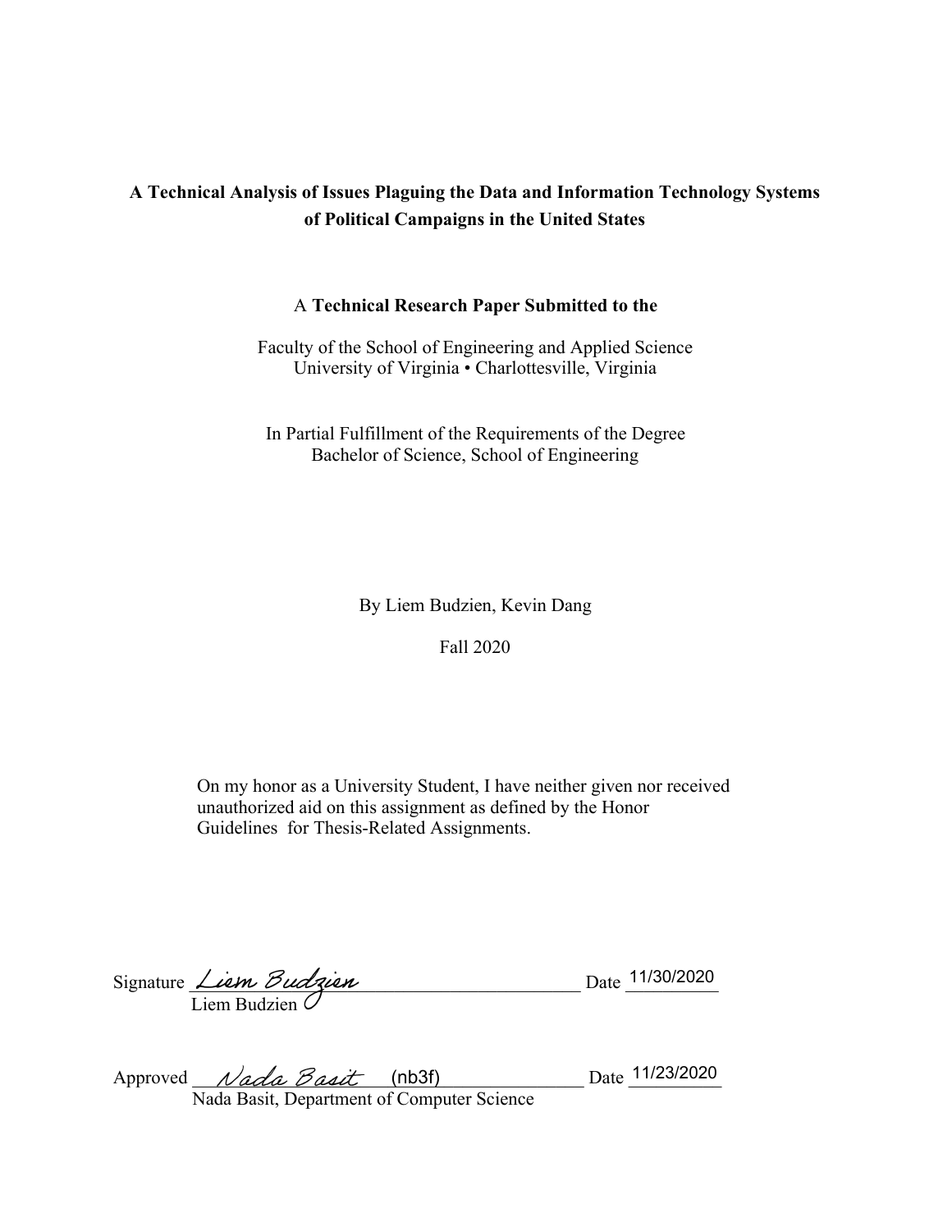**A Technical Analysis of Issues Plaguing the Data and Information Technology Systems of Political Campaigns in the United States**

A **Technical Research Paper Submitted to the**

Faculty of the School of Engineering and Applied Science
University of Virginia • Charlottesville, Virginia

In Partial Fulfillment of the Requirements of the Degree
Bachelor of Science, School of Engineering

By Liem Budzien, Kevin Dang

Fall 2020

On my honor as a University Student, I have neither given nor received unauthorized aid on this assignment as defined by the Honor Guidelines for Thesis-Related Assignments.

Signature *Liem Budzien* Date 11/30/2020
Liem Budzien

Approved *Nada Basit* (nb3f) Date 11/23/2020
Nada Basit, Department of Computer Science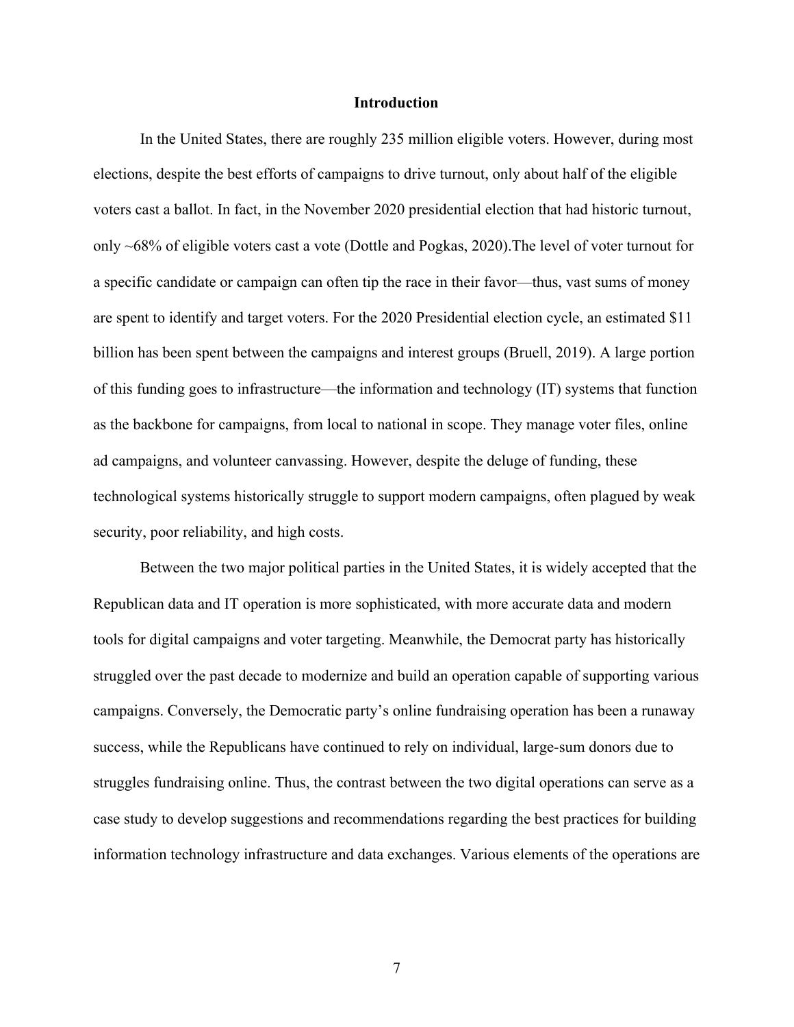# Introduction

In the United States, there are roughly 235 million eligible voters. However, during most elections, despite the best efforts of campaigns to drive turnout, only about half of the eligible voters cast a ballot. In fact, in the November 2020 presidential election that had historic turnout, only ~68% of eligible voters cast a vote (Dottle and Pogkas, 2020).The level of voter turnout for a specific candidate or campaign can often tip the race in their favor—thus, vast sums of money are spent to identify and target voters. For the 2020 Presidential election cycle, an estimated $11 billion has been spent between the campaigns and interest groups (Bruell, 2019). A large portion of this funding goes to infrastructure—the information and technology (IT) systems that function as the backbone for campaigns, from local to national in scope. They manage voter files, online ad campaigns, and volunteer canvassing. However, despite the deluge of funding, these technological systems historically struggle to support modern campaigns, often plagued by weak security, poor reliability, and high costs.

Between the two major political parties in the United States, it is widely accepted that the Republican data and IT operation is more sophisticated, with more accurate data and modern tools for digital campaigns and voter targeting. Meanwhile, the Democrat party has historically struggled over the past decade to modernize and build an operation capable of supporting various campaigns. Conversely, the Democratic party's online fundraising operation has been a runaway success, while the Republicans have continued to rely on individual, large-sum donors due to struggles fundraising online. Thus, the contrast between the two digital operations can serve as a case study to develop suggestions and recommendations regarding the best practices for building information technology infrastructure and data exchanges. Various elements of the operations are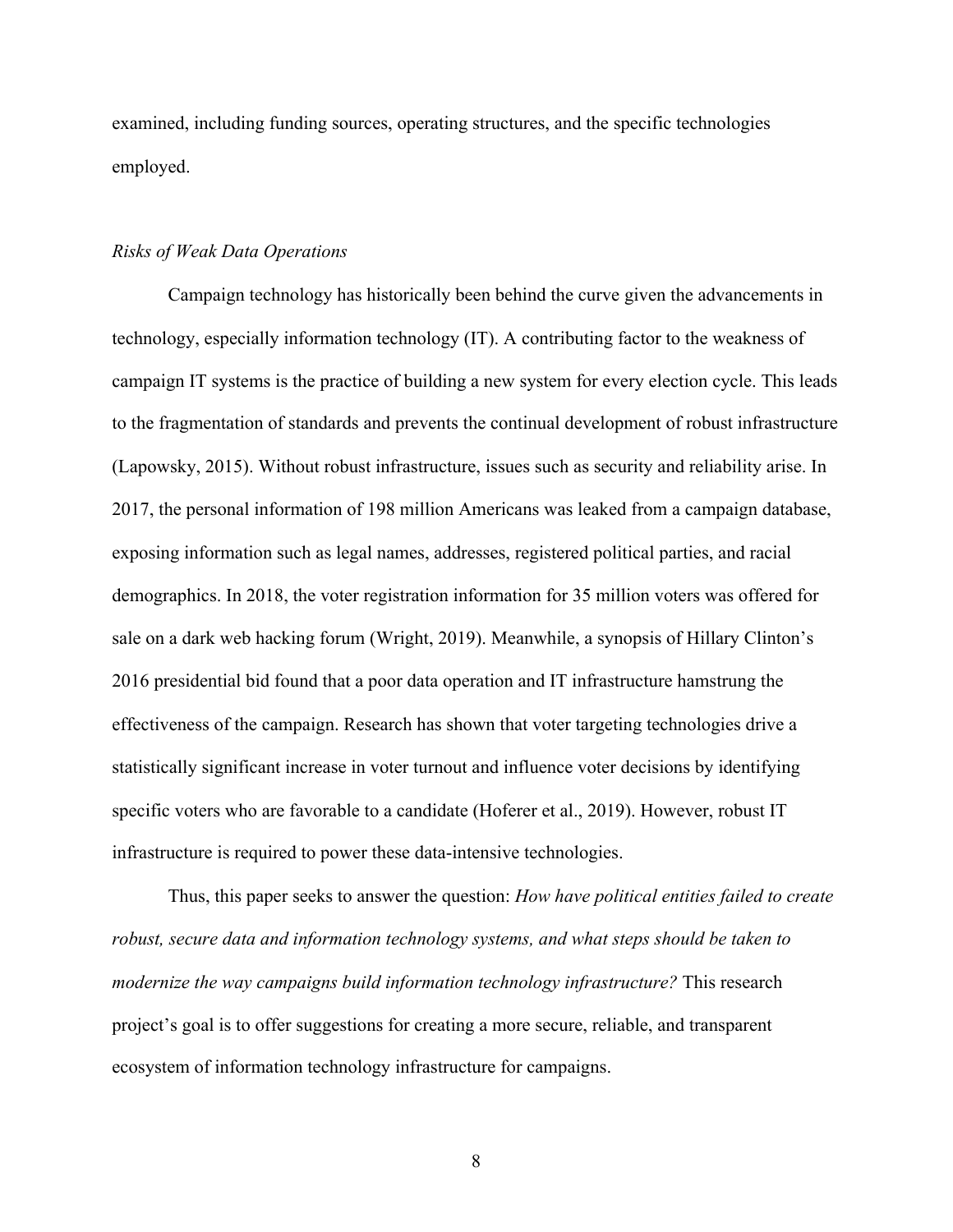examined, including funding sources, operating structures, and the specific technologies employed.

### *Risks of Weak Data Operations*

Campaign technology has historically been behind the curve given the advancements in technology, especially information technology (IT). A contributing factor to the weakness of campaign IT systems is the practice of building a new system for every election cycle. This leads to the fragmentation of standards and prevents the continual development of robust infrastructure (Lapowsky, 2015). Without robust infrastructure, issues such as security and reliability arise. In 2017, the personal information of 198 million Americans was leaked from a campaign database, exposing information such as legal names, addresses, registered political parties, and racial demographics. In 2018, the voter registration information for 35 million voters was offered for sale on a dark web hacking forum (Wright, 2019). Meanwhile, a synopsis of Hillary Clinton's 2016 presidential bid found that a poor data operation and IT infrastructure hamstrung the effectiveness of the campaign. Research has shown that voter targeting technologies drive a statistically significant increase in voter turnout and influence voter decisions by identifying specific voters who are favorable to a candidate (Hoferer et al., 2019). However, robust IT infrastructure is required to power these data-intensive technologies.

Thus, this paper seeks to answer the question: *How have political entities failed to create robust, secure data and information technology systems, and what steps should be taken to modernize the way campaigns build information technology infrastructure?* This research project's goal is to offer suggestions for creating a more secure, reliable, and transparent ecosystem of information technology infrastructure for campaigns.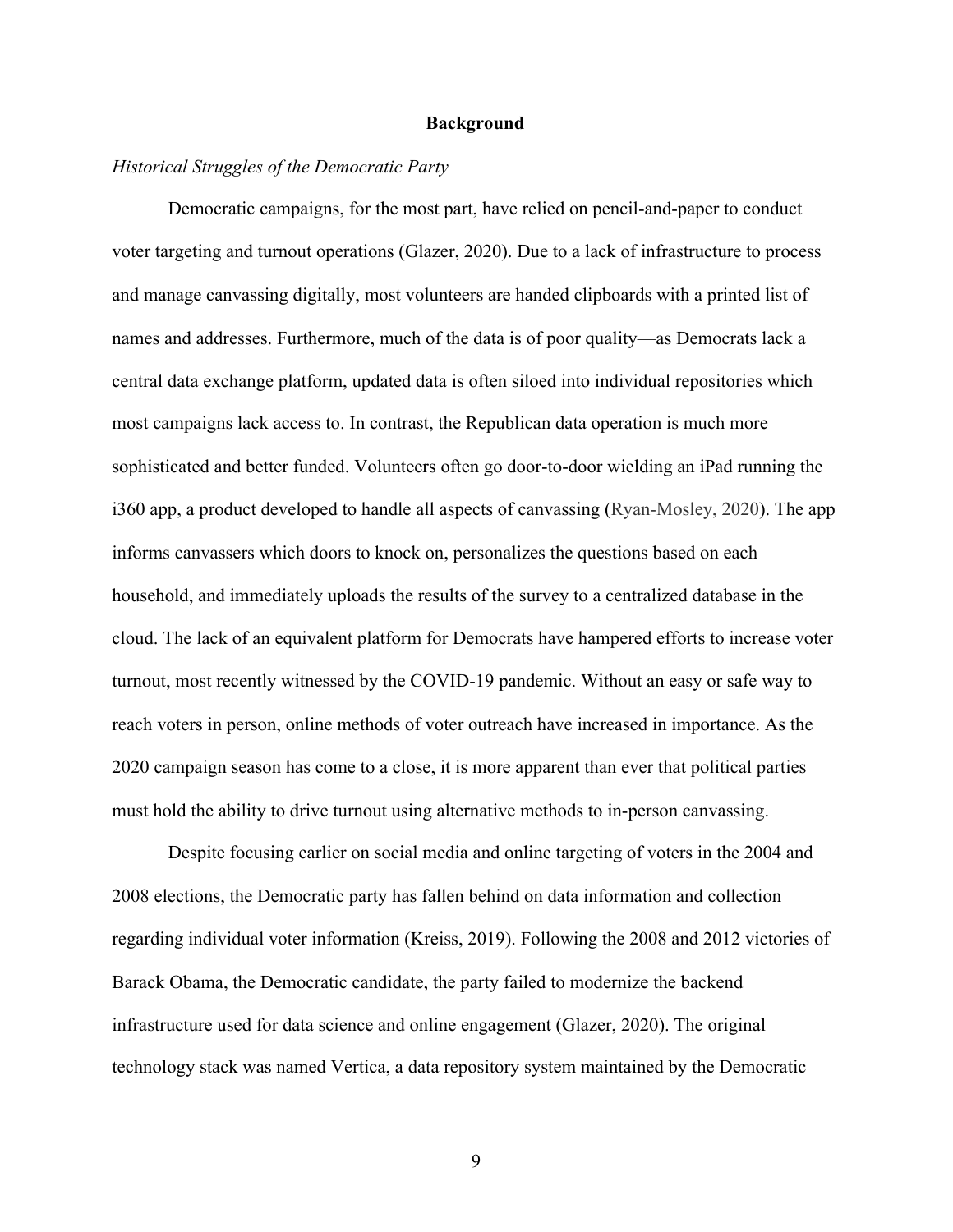## Background

### *Historical Struggles of the Democratic Party*

Democratic campaigns, for the most part, have relied on pencil-and-paper to conduct voter targeting and turnout operations (Glazer, 2020). Due to a lack of infrastructure to process and manage canvassing digitally, most volunteers are handed clipboards with a printed list of names and addresses. Furthermore, much of the data is of poor quality—as Democrats lack a central data exchange platform, updated data is often siloed into individual repositories which most campaigns lack access to. In contrast, the Republican data operation is much more sophisticated and better funded. Volunteers often go door-to-door wielding an iPad running the i360 app, a product developed to handle all aspects of canvassing (Ryan-Mosley, 2020). The app informs canvassers which doors to knock on, personalizes the questions based on each household, and immediately uploads the results of the survey to a centralized database in the cloud. The lack of an equivalent platform for Democrats have hampered efforts to increase voter turnout, most recently witnessed by the COVID-19 pandemic. Without an easy or safe way to reach voters in person, online methods of voter outreach have increased in importance. As the 2020 campaign season has come to a close, it is more apparent than ever that political parties must hold the ability to drive turnout using alternative methods to in-person canvassing.

Despite focusing earlier on social media and online targeting of voters in the 2004 and 2008 elections, the Democratic party has fallen behind on data information and collection regarding individual voter information (Kreiss, 2019). Following the 2008 and 2012 victories of Barack Obama, the Democratic candidate, the party failed to modernize the backend infrastructure used for data science and online engagement (Glazer, 2020). The original technology stack was named Vertica, a data repository system maintained by the Democratic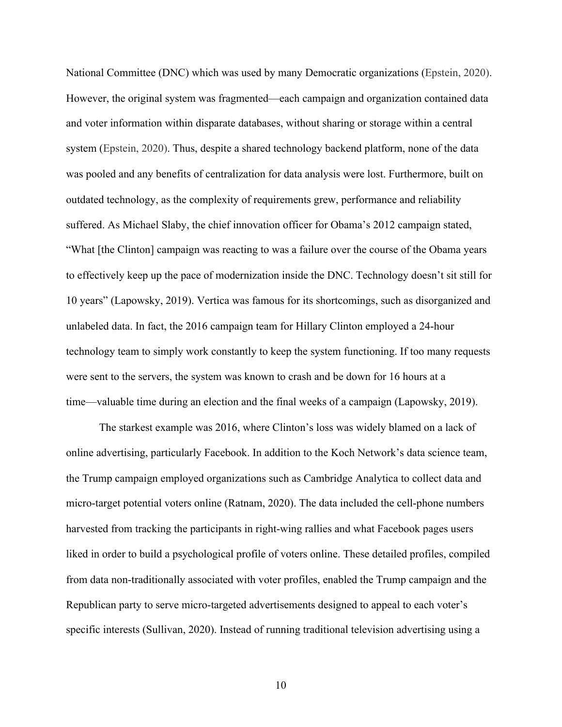National Committee (DNC) which was used by many Democratic organizations (Epstein, 2020). However, the original system was fragmented—each campaign and organization contained data and voter information within disparate databases, without sharing or storage within a central system (Epstein, 2020). Thus, despite a shared technology backend platform, none of the data was pooled and any benefits of centralization for data analysis were lost. Furthermore, built on outdated technology, as the complexity of requirements grew, performance and reliability suffered. As Michael Slaby, the chief innovation officer for Obama's 2012 campaign stated, "What [the Clinton] campaign was reacting to was a failure over the course of the Obama years to effectively keep up the pace of modernization inside the DNC. Technology doesn't sit still for 10 years" (Lapowsky, 2019). Vertica was famous for its shortcomings, such as disorganized and unlabeled data. In fact, the 2016 campaign team for Hillary Clinton employed a 24-hour technology team to simply work constantly to keep the system functioning. If too many requests were sent to the servers, the system was known to crash and be down for 16 hours at a time—valuable time during an election and the final weeks of a campaign (Lapowsky, 2019).

The starkest example was 2016, where Clinton's loss was widely blamed on a lack of online advertising, particularly Facebook. In addition to the Koch Network's data science team, the Trump campaign employed organizations such as Cambridge Analytica to collect data and micro-target potential voters online (Ratnam, 2020). The data included the cell-phone numbers harvested from tracking the participants in right-wing rallies and what Facebook pages users liked in order to build a psychological profile of voters online. These detailed profiles, compiled from data non-traditionally associated with voter profiles, enabled the Trump campaign and the Republican party to serve micro-targeted advertisements designed to appeal to each voter's specific interests (Sullivan, 2020). Instead of running traditional television advertising using a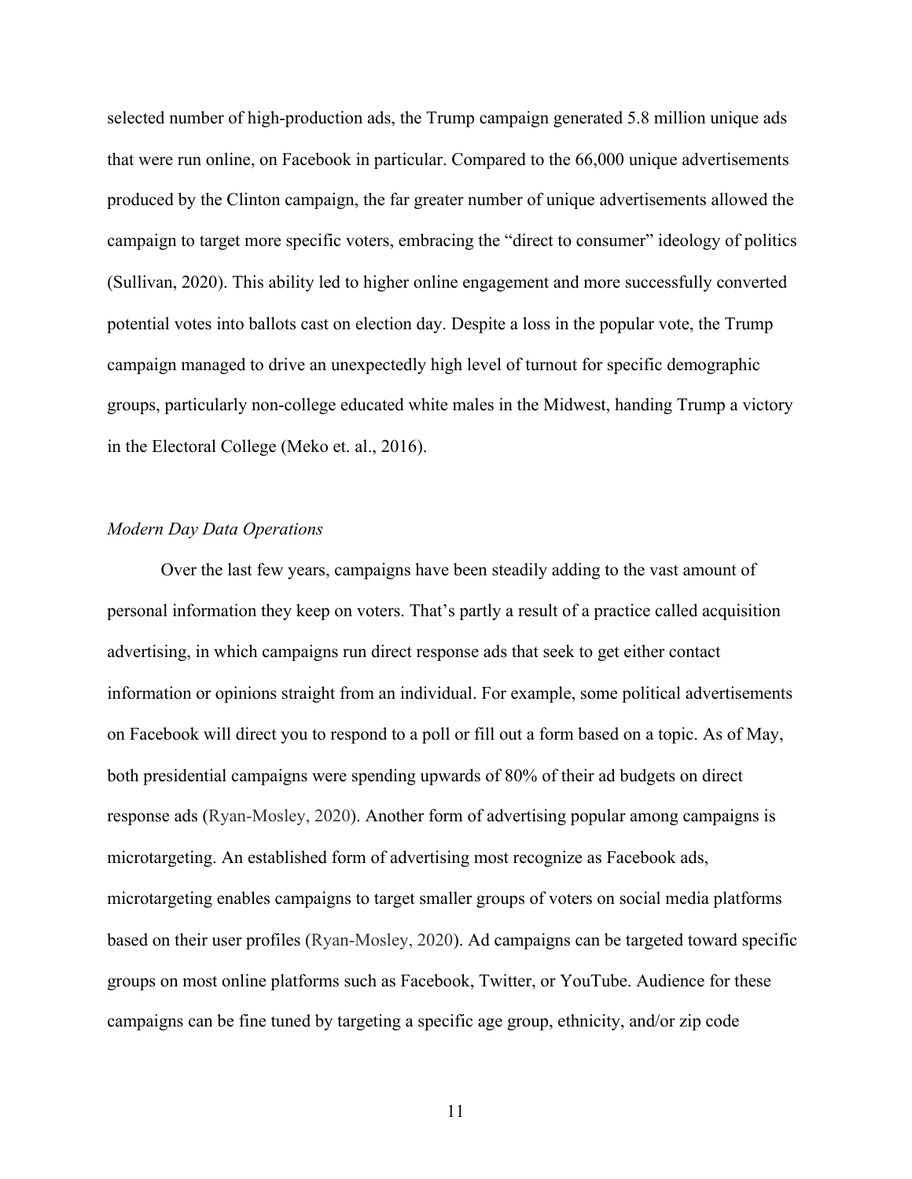selected number of high-production ads, the Trump campaign generated 5.8 million unique ads that were run online, on Facebook in particular. Compared to the 66,000 unique advertisements produced by the Clinton campaign, the far greater number of unique advertisements allowed the campaign to target more specific voters, embracing the "direct to consumer" ideology of politics (Sullivan, 2020). This ability led to higher online engagement and more successfully converted potential votes into ballots cast on election day. Despite a loss in the popular vote, the Trump campaign managed to drive an unexpectedly high level of turnout for specific demographic groups, particularly non-college educated white males in the Midwest, handing Trump a victory in the Electoral College (Meko et. al., 2016).

*Modern Day Data Operations*

Over the last few years, campaigns have been steadily adding to the vast amount of personal information they keep on voters. That's partly a result of a practice called acquisition advertising, in which campaigns run direct response ads that seek to get either contact information or opinions straight from an individual. For example, some political advertisements on Facebook will direct you to respond to a poll or fill out a form based on a topic. As of May, both presidential campaigns were spending upwards of 80% of their ad budgets on direct response ads (Ryan-Mosley, 2020). Another form of advertising popular among campaigns is microtargeting. An established form of advertising most recognize as Facebook ads, microtargeting enables campaigns to target smaller groups of voters on social media platforms based on their user profiles (Ryan-Mosley, 2020). Ad campaigns can be targeted toward specific groups on most online platforms such as Facebook, Twitter, or YouTube. Audience for these campaigns can be fine tuned by targeting a specific age group, ethnicity, and/or zip code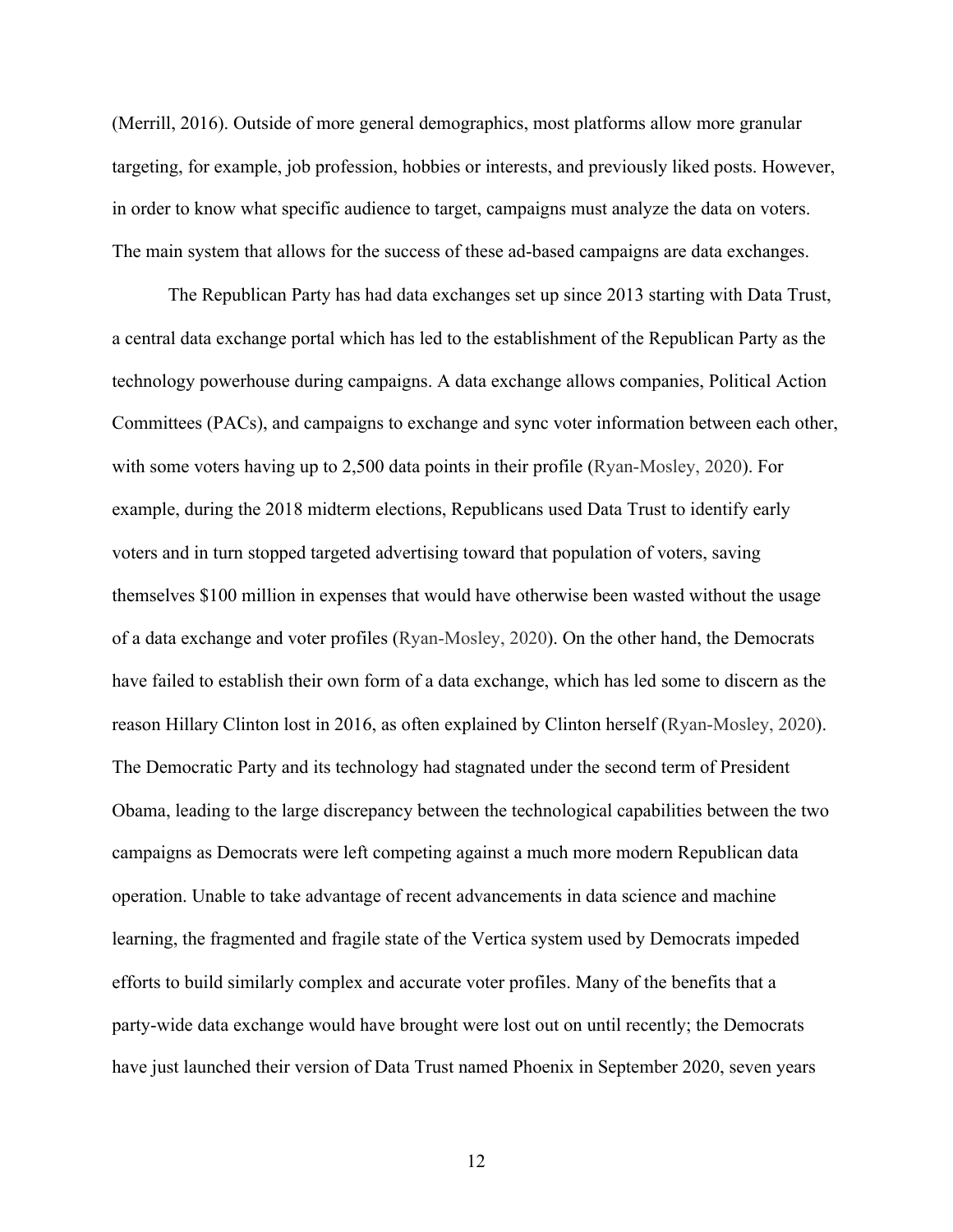(Merrill, 2016). Outside of more general demographics, most platforms allow more granular targeting, for example, job profession, hobbies or interests, and previously liked posts. However, in order to know what specific audience to target, campaigns must analyze the data on voters. The main system that allows for the success of these ad-based campaigns are data exchanges.

The Republican Party has had data exchanges set up since 2013 starting with Data Trust, a central data exchange portal which has led to the establishment of the Republican Party as the technology powerhouse during campaigns. A data exchange allows companies, Political Action Committees (PACs), and campaigns to exchange and sync voter information between each other, with some voters having up to 2,500 data points in their profile (Ryan-Mosley, 2020). For example, during the 2018 midterm elections, Republicans used Data Trust to identify early voters and in turn stopped targeted advertising toward that population of voters, saving themselves $100 million in expenses that would have otherwise been wasted without the usage of a data exchange and voter profiles (Ryan-Mosley, 2020). On the other hand, the Democrats have failed to establish their own form of a data exchange, which has led some to discern as the reason Hillary Clinton lost in 2016, as often explained by Clinton herself (Ryan-Mosley, 2020). The Democratic Party and its technology had stagnated under the second term of President Obama, leading to the large discrepancy between the technological capabilities between the two campaigns as Democrats were left competing against a much more modern Republican data operation. Unable to take advantage of recent advancements in data science and machine learning, the fragmented and fragile state of the Vertica system used by Democrats impeded efforts to build similarly complex and accurate voter profiles. Many of the benefits that a party-wide data exchange would have brought were lost out on until recently; the Democrats have just launched their version of Data Trust named Phoenix in September 2020, seven years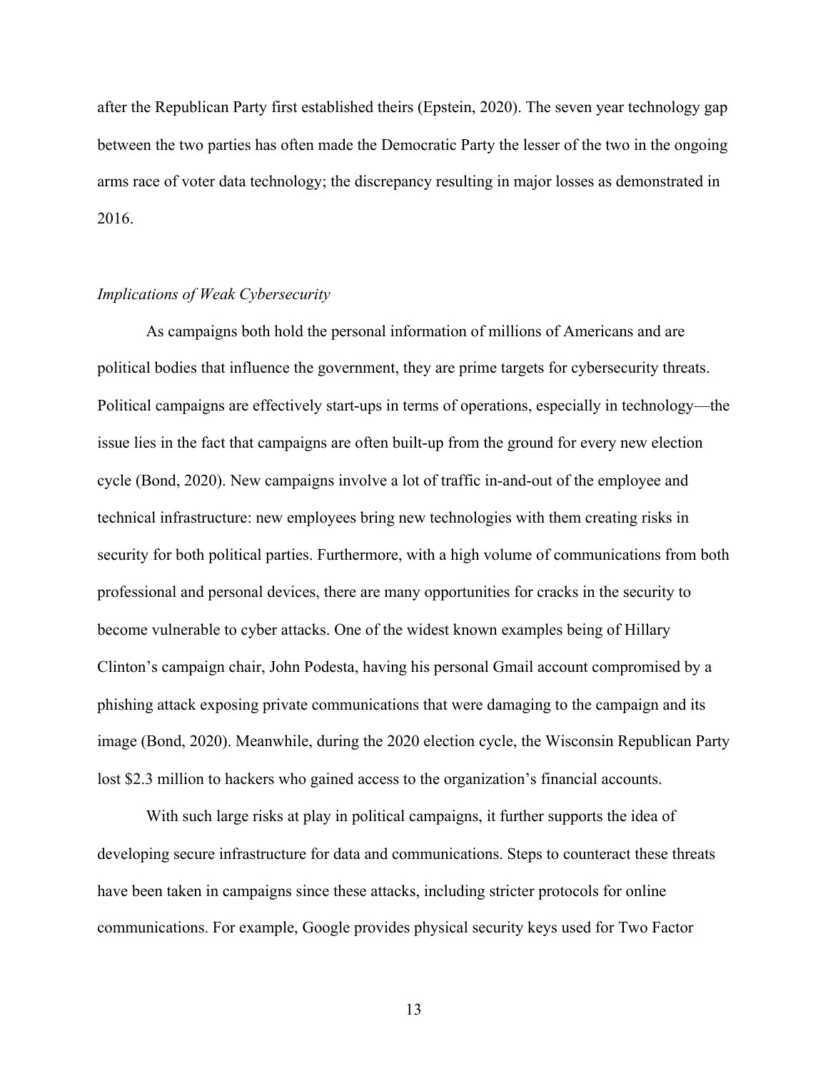after the Republican Party first established theirs (Epstein, 2020). The seven year technology gap between the two parties has often made the Democratic Party the lesser of the two in the ongoing arms race of voter data technology; the discrepancy resulting in major losses as demonstrated in 2016.

### *Implications of Weak Cybersecurity*

As campaigns both hold the personal information of millions of Americans and are political bodies that influence the government, they are prime targets for cybersecurity threats. Political campaigns are effectively start-ups in terms of operations, especially in technology—the issue lies in the fact that campaigns are often built-up from the ground for every new election cycle (Bond, 2020). New campaigns involve a lot of traffic in-and-out of the employee and technical infrastructure: new employees bring new technologies with them creating risks in security for both political parties. Furthermore, with a high volume of communications from both professional and personal devices, there are many opportunities for cracks in the security to become vulnerable to cyber attacks. One of the widest known examples being of Hillary Clinton's campaign chair, John Podesta, having his personal Gmail account compromised by a phishing attack exposing private communications that were damaging to the campaign and its image (Bond, 2020). Meanwhile, during the 2020 election cycle, the Wisconsin Republican Party lost $2.3 million to hackers who gained access to the organization's financial accounts.

With such large risks at play in political campaigns, it further supports the idea of developing secure infrastructure for data and communications. Steps to counteract these threats have been taken in campaigns since these attacks, including stricter protocols for online communications. For example, Google provides physical security keys used for Two Factor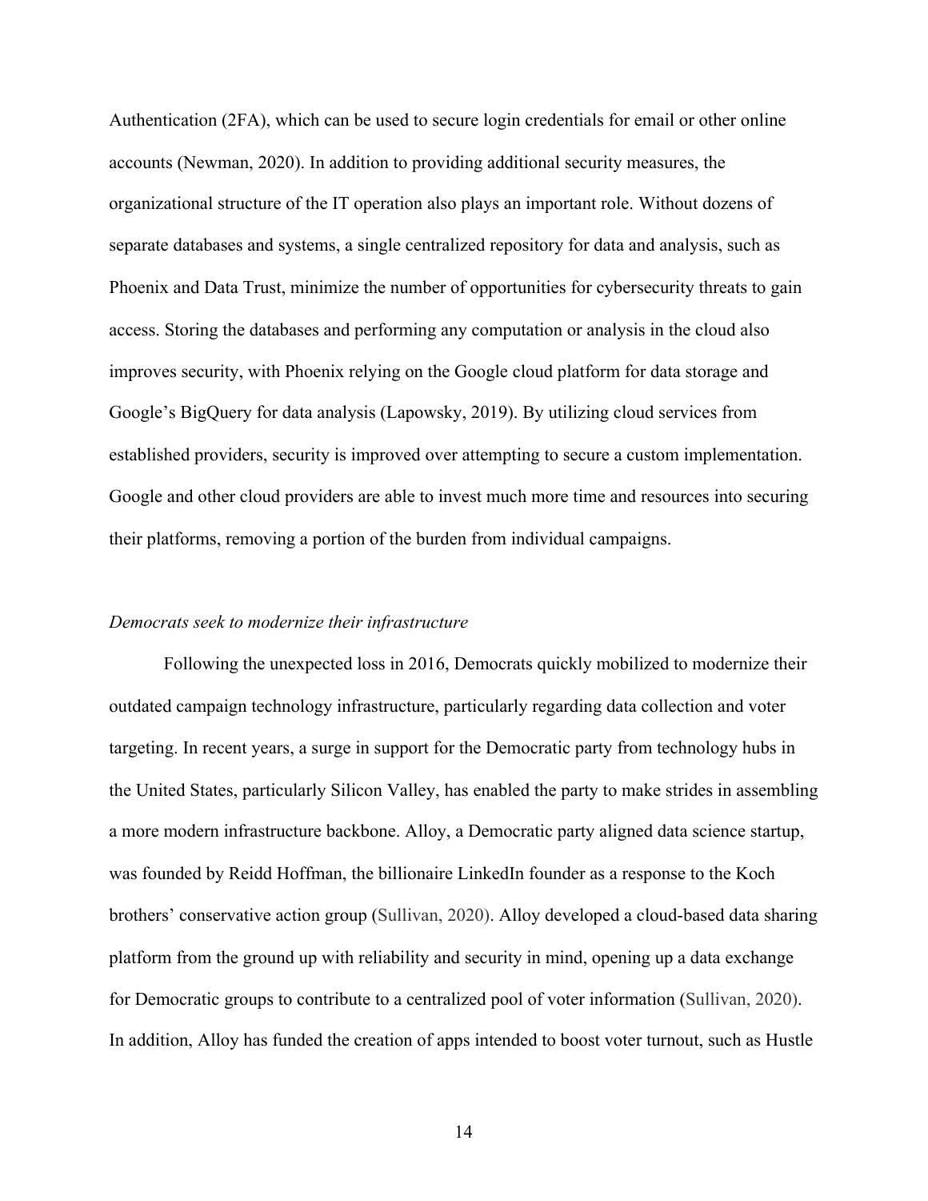Authentication (2FA), which can be used to secure login credentials for email or other online accounts (Newman, 2020). In addition to providing additional security measures, the organizational structure of the IT operation also plays an important role. Without dozens of separate databases and systems, a single centralized repository for data and analysis, such as Phoenix and Data Trust, minimize the number of opportunities for cybersecurity threats to gain access. Storing the databases and performing any computation or analysis in the cloud also improves security, with Phoenix relying on the Google cloud platform for data storage and Google's BigQuery for data analysis (Lapowsky, 2019). By utilizing cloud services from established providers, security is improved over attempting to secure a custom implementation. Google and other cloud providers are able to invest much more time and resources into securing their platforms, removing a portion of the burden from individual campaigns.

*Democrats seek to modernize their infrastructure*

Following the unexpected loss in 2016, Democrats quickly mobilized to modernize their outdated campaign technology infrastructure, particularly regarding data collection and voter targeting. In recent years, a surge in support for the Democratic party from technology hubs in the United States, particularly Silicon Valley, has enabled the party to make strides in assembling a more modern infrastructure backbone. Alloy, a Democratic party aligned data science startup, was founded by Reidd Hoffman, the billionaire LinkedIn founder as a response to the Koch brothers' conservative action group (Sullivan, 2020). Alloy developed a cloud-based data sharing platform from the ground up with reliability and security in mind, opening up a data exchange for Democratic groups to contribute to a centralized pool of voter information (Sullivan, 2020). In addition, Alloy has funded the creation of apps intended to boost voter turnout, such as Hustle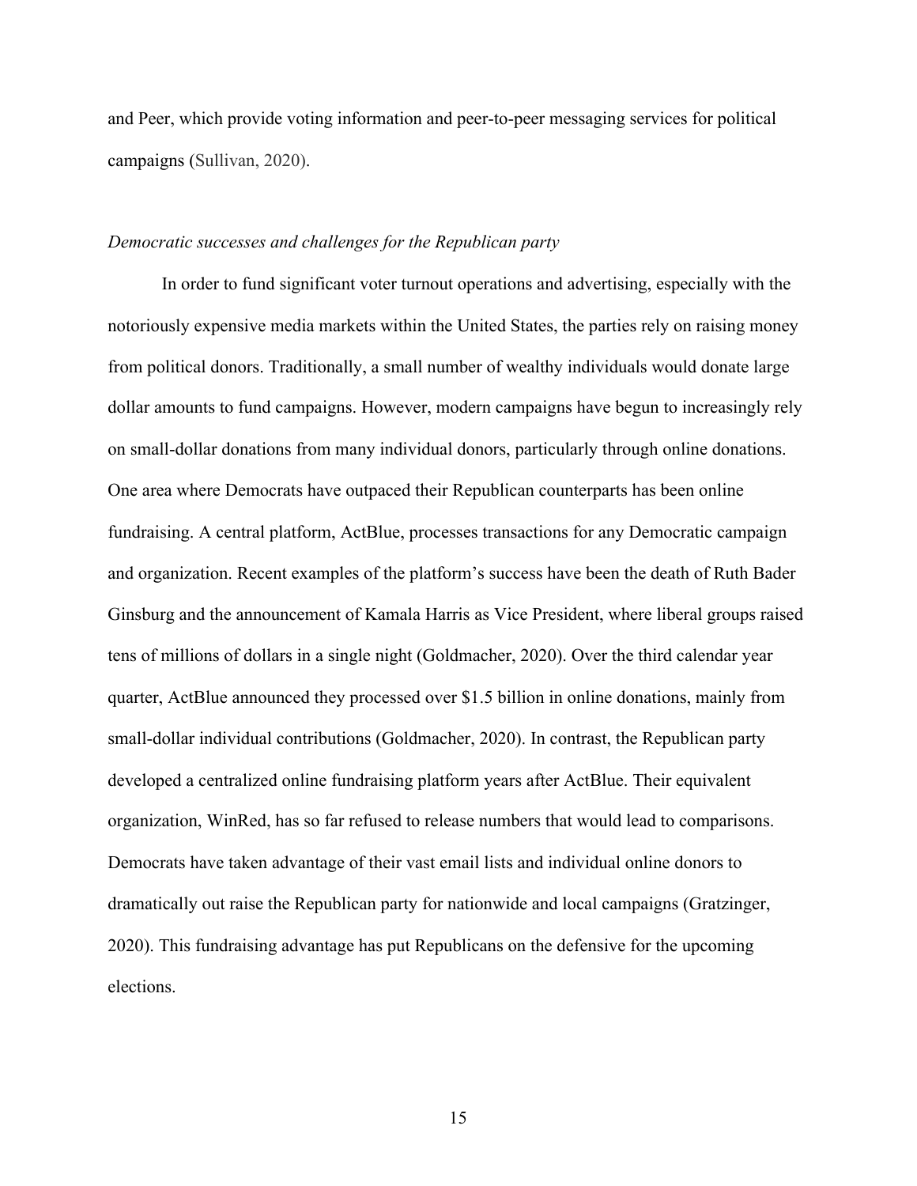and Peer, which provide voting information and peer-to-peer messaging services for political campaigns (Sullivan, 2020).

*Democratic successes and challenges for the Republican party*

In order to fund significant voter turnout operations and advertising, especially with the notoriously expensive media markets within the United States, the parties rely on raising money from political donors. Traditionally, a small number of wealthy individuals would donate large dollar amounts to fund campaigns. However, modern campaigns have begun to increasingly rely on small-dollar donations from many individual donors, particularly through online donations. One area where Democrats have outpaced their Republican counterparts has been online fundraising. A central platform, ActBlue, processes transactions for any Democratic campaign and organization. Recent examples of the platform's success have been the death of Ruth Bader Ginsburg and the announcement of Kamala Harris as Vice President, where liberal groups raised tens of millions of dollars in a single night (Goldmacher, 2020). Over the third calendar year quarter, ActBlue announced they processed over $1.5 billion in online donations, mainly from small-dollar individual contributions (Goldmacher, 2020). In contrast, the Republican party developed a centralized online fundraising platform years after ActBlue. Their equivalent organization, WinRed, has so far refused to release numbers that would lead to comparisons. Democrats have taken advantage of their vast email lists and individual online donors to dramatically out raise the Republican party for nationwide and local campaigns (Gratzinger, 2020). This fundraising advantage has put Republicans on the defensive for the upcoming elections.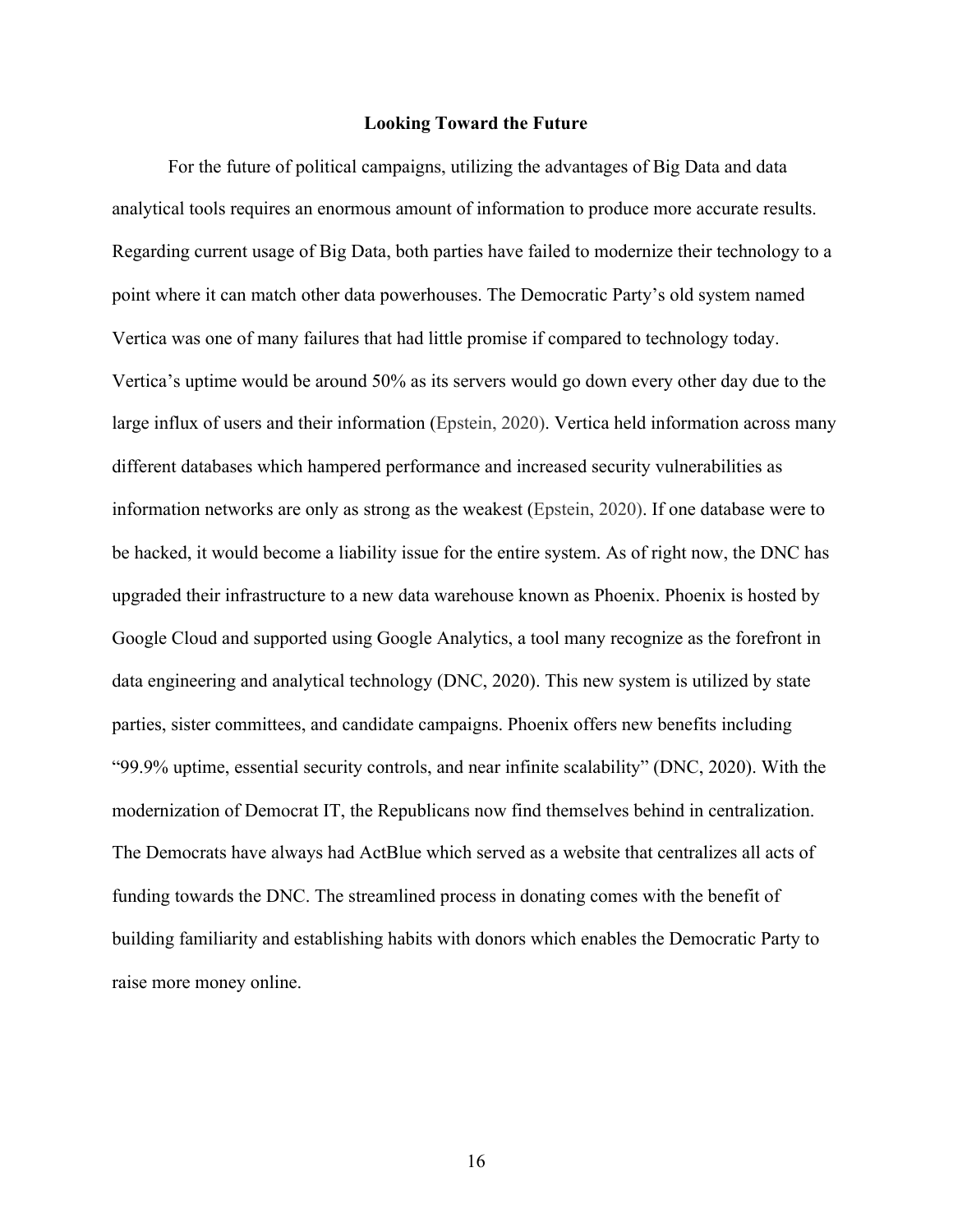## Looking Toward the Future

For the future of political campaigns, utilizing the advantages of Big Data and data analytical tools requires an enormous amount of information to produce more accurate results. Regarding current usage of Big Data, both parties have failed to modernize their technology to a point where it can match other data powerhouses. The Democratic Party's old system named Vertica was one of many failures that had little promise if compared to technology today. Vertica's uptime would be around 50% as its servers would go down every other day due to the large influx of users and their information (Epstein, 2020). Vertica held information across many different databases which hampered performance and increased security vulnerabilities as information networks are only as strong as the weakest (Epstein, 2020). If one database were to be hacked, it would become a liability issue for the entire system. As of right now, the DNC has upgraded their infrastructure to a new data warehouse known as Phoenix. Phoenix is hosted by Google Cloud and supported using Google Analytics, a tool many recognize as the forefront in data engineering and analytical technology (DNC, 2020). This new system is utilized by state parties, sister committees, and candidate campaigns. Phoenix offers new benefits including "99.9% uptime, essential security controls, and near infinite scalability" (DNC, 2020). With the modernization of Democrat IT, the Republicans now find themselves behind in centralization. The Democrats have always had ActBlue which served as a website that centralizes all acts of funding towards the DNC. The streamlined process in donating comes with the benefit of building familiarity and establishing habits with donors which enables the Democratic Party to raise more money online.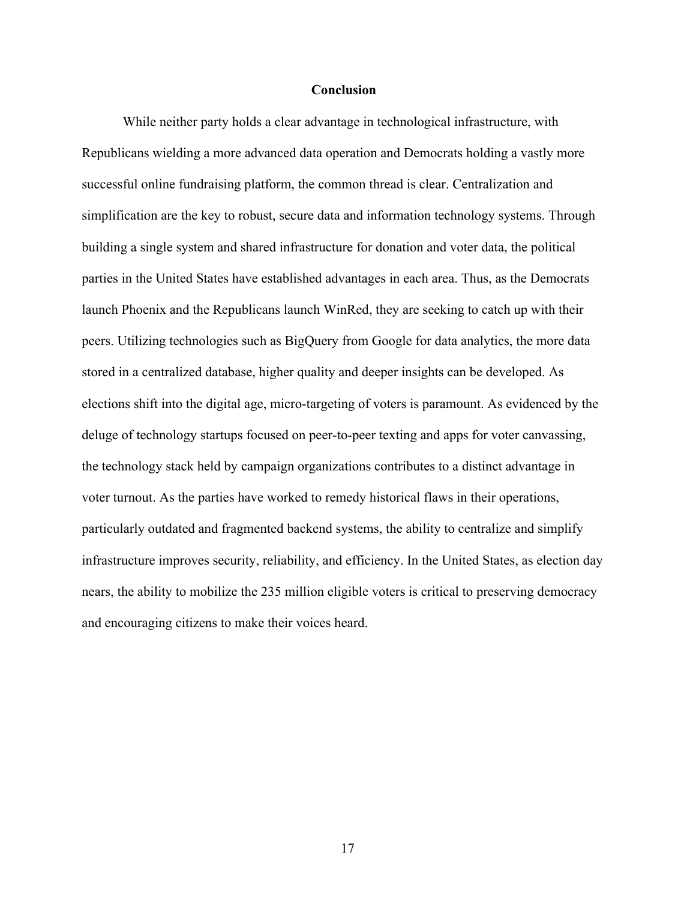## Conclusion

While neither party holds a clear advantage in technological infrastructure, with Republicans wielding a more advanced data operation and Democrats holding a vastly more successful online fundraising platform, the common thread is clear. Centralization and simplification are the key to robust, secure data and information technology systems. Through building a single system and shared infrastructure for donation and voter data, the political parties in the United States have established advantages in each area. Thus, as the Democrats launch Phoenix and the Republicans launch WinRed, they are seeking to catch up with their peers. Utilizing technologies such as BigQuery from Google for data analytics, the more data stored in a centralized database, higher quality and deeper insights can be developed. As elections shift into the digital age, micro-targeting of voters is paramount. As evidenced by the deluge of technology startups focused on peer-to-peer texting and apps for voter canvassing, the technology stack held by campaign organizations contributes to a distinct advantage in voter turnout. As the parties have worked to remedy historical flaws in their operations, particularly outdated and fragmented backend systems, the ability to centralize and simplify infrastructure improves security, reliability, and efficiency. In the United States, as election day nears, the ability to mobilize the 235 million eligible voters is critical to preserving democracy and encouraging citizens to make their voices heard.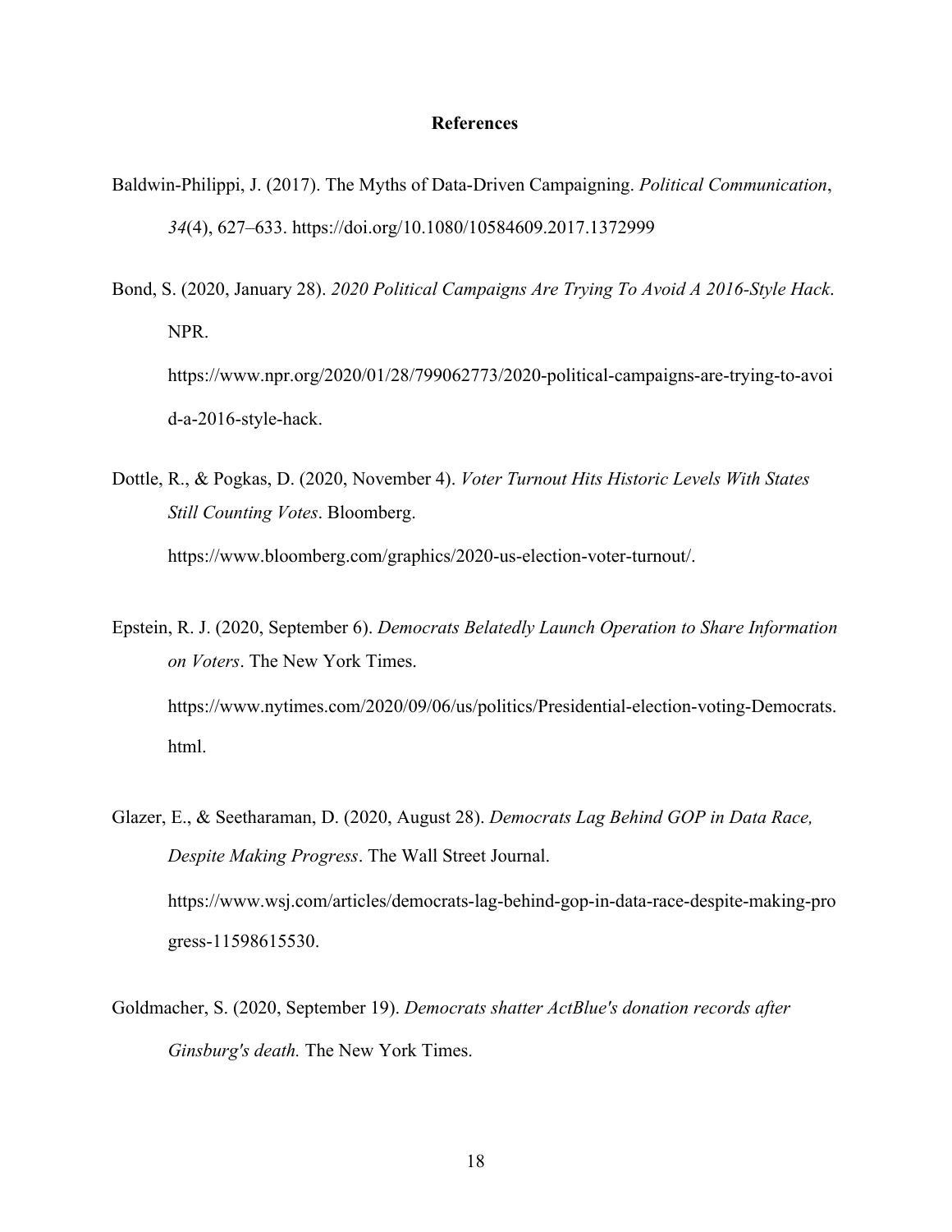## References

Baldwin-Philippi, J. (2017). The Myths of Data-Driven Campaigning. *Political Communication*, *34*(4), 627–633. https://doi.org/10.1080/10584609.2017.1372999

Bond, S. (2020, January 28). *2020 Political Campaigns Are Trying To Avoid A 2016-Style Hack*. NPR. https://www.npr.org/2020/01/28/799062773/2020-political-campaigns-are-trying-to-avoid-a-2016-style-hack.

Dottle, R., & Pogkas, D. (2020, November 4). *Voter Turnout Hits Historic Levels With States Still Counting Votes*. Bloomberg. https://www.bloomberg.com/graphics/2020-us-election-voter-turnout/.

Epstein, R. J. (2020, September 6). *Democrats Belatedly Launch Operation to Share Information on Voters*. The New York Times. https://www.nytimes.com/2020/09/06/us/politics/Presidential-election-voting-Democrats.html.

Glazer, E., & Seetharaman, D. (2020, August 28). *Democrats Lag Behind GOP in Data Race, Despite Making Progress*. The Wall Street Journal. https://www.wsj.com/articles/democrats-lag-behind-gop-in-data-race-despite-making-progress-11598615530.

Goldmacher, S. (2020, September 19). *Democrats shatter ActBlue's donation records after Ginsburg's death.* The New York Times.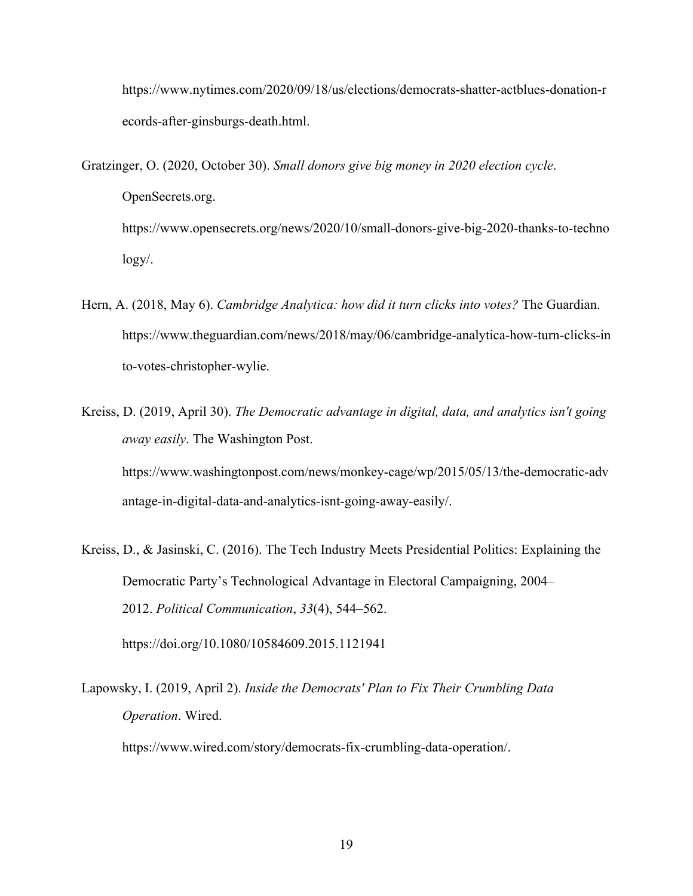https://www.nytimes.com/2020/09/18/us/elections/democrats-shatter-actblues-donation-records-after-ginsburgs-death.html.

Gratzinger, O. (2020, October 30). *Small donors give big money in 2020 election cycle*. OpenSecrets.org. https://www.opensecrets.org/news/2020/10/small-donors-give-big-2020-thanks-to-technology/.

Hern, A. (2018, May 6). *Cambridge Analytica: how did it turn clicks into votes?* The Guardian. https://www.theguardian.com/news/2018/may/06/cambridge-analytica-how-turn-clicks-into-votes-christopher-wylie.

Kreiss, D. (2019, April 30). *The Democratic advantage in digital, data, and analytics isn't going away easily*. The Washington Post. https://www.washingtonpost.com/news/monkey-cage/wp/2015/05/13/the-democratic-advantage-in-digital-data-and-analytics-isnt-going-away-easily/.

Kreiss, D., & Jasinski, C. (2016). The Tech Industry Meets Presidential Politics: Explaining the Democratic Party's Technological Advantage in Electoral Campaigning, 2004–2012. *Political Communication*, *33*(4), 544–562. https://doi.org/10.1080/10584609.2015.1121941

Lapowsky, I. (2019, April 2). *Inside the Democrats' Plan to Fix Their Crumbling Data Operation*. Wired. https://www.wired.com/story/democrats-fix-crumbling-data-operation/.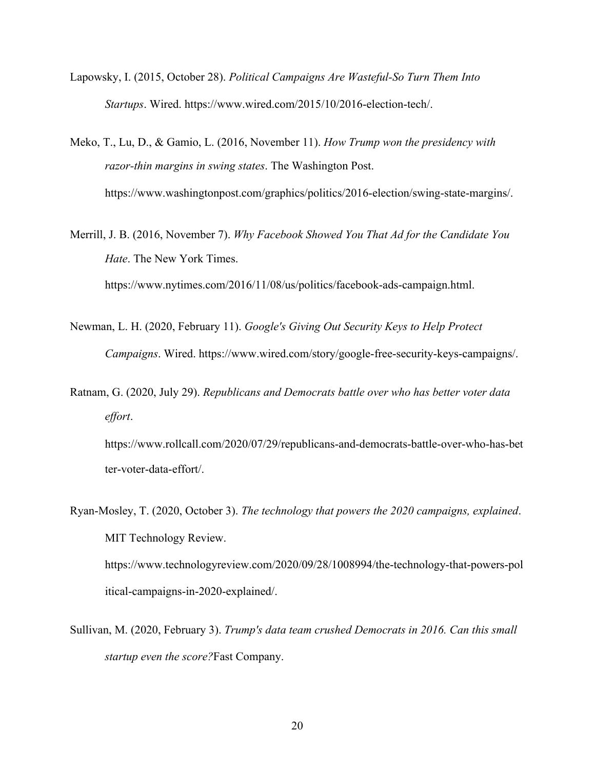Lapowsky, I. (2015, October 28). *Political Campaigns Are Wasteful-So Turn Them Into Startups*. Wired. https://www.wired.com/2015/10/2016-election-tech/.

Meko, T., Lu, D., & Gamio, L. (2016, November 11). *How Trump won the presidency with razor-thin margins in swing states*. The Washington Post. https://www.washingtonpost.com/graphics/politics/2016-election/swing-state-margins/.

Merrill, J. B. (2016, November 7). *Why Facebook Showed You That Ad for the Candidate You Hate*. The New York Times. https://www.nytimes.com/2016/11/08/us/politics/facebook-ads-campaign.html.

Newman, L. H. (2020, February 11). *Google's Giving Out Security Keys to Help Protect Campaigns*. Wired. https://www.wired.com/story/google-free-security-keys-campaigns/.

Ratnam, G. (2020, July 29). *Republicans and Democrats battle over who has better voter data effort*. https://www.rollcall.com/2020/07/29/republicans-and-democrats-battle-over-who-has-better-voter-data-effort/.

Ryan-Mosley, T. (2020, October 3). *The technology that powers the 2020 campaigns, explained*. MIT Technology Review. https://www.technologyreview.com/2020/09/28/1008994/the-technology-that-powers-political-campaigns-in-2020-explained/.

Sullivan, M. (2020, February 3). *Trump's data team crushed Democrats in 2016. Can this small startup even the score?* Fast Company.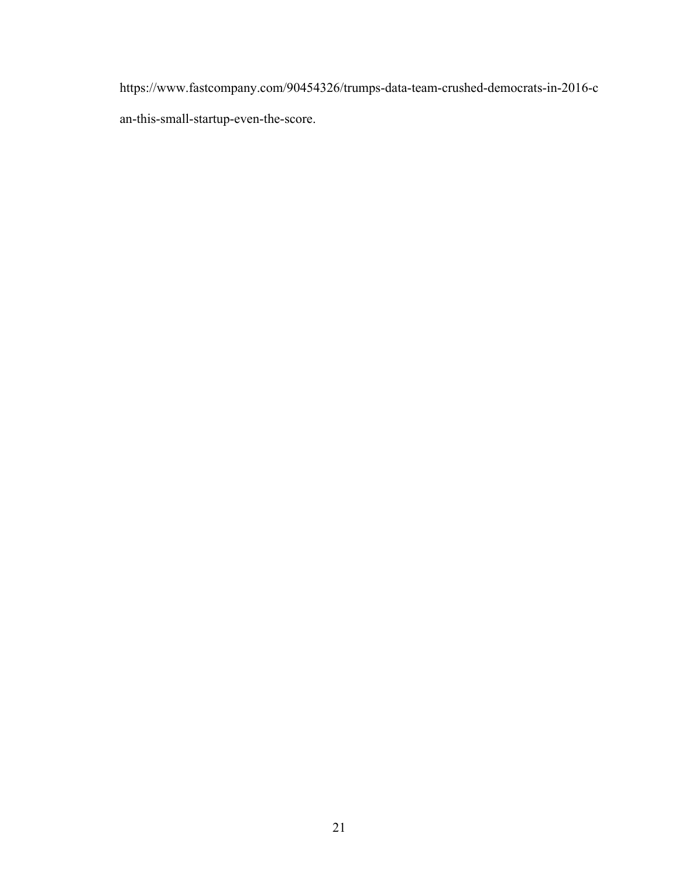https://www.fastcompany.com/90454326/trumps-data-team-crushed-democrats-in-2016-can-this-small-startup-even-the-score.